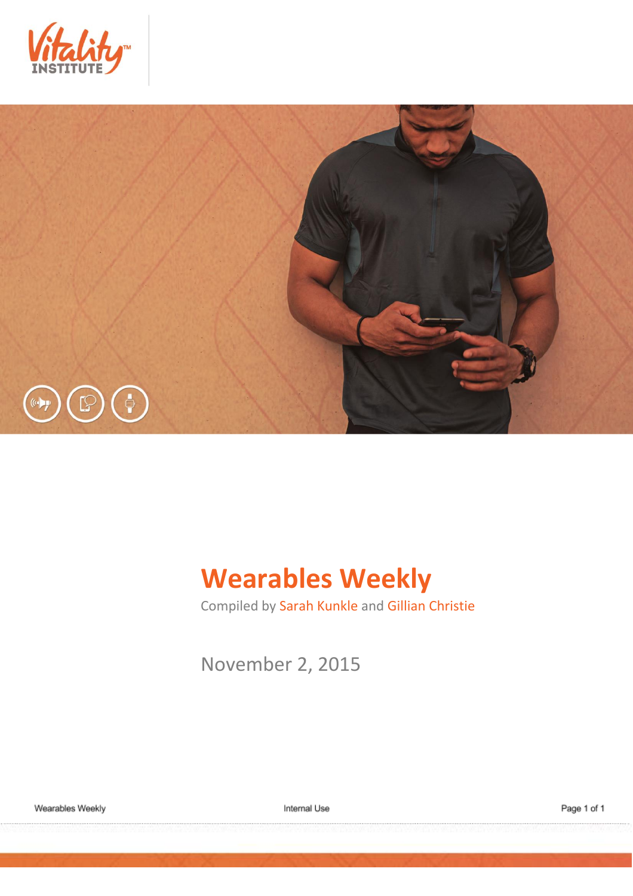# Wearables Weekly

Compiled by Sarah Kunkle and Gillian Christie

November 2, 2015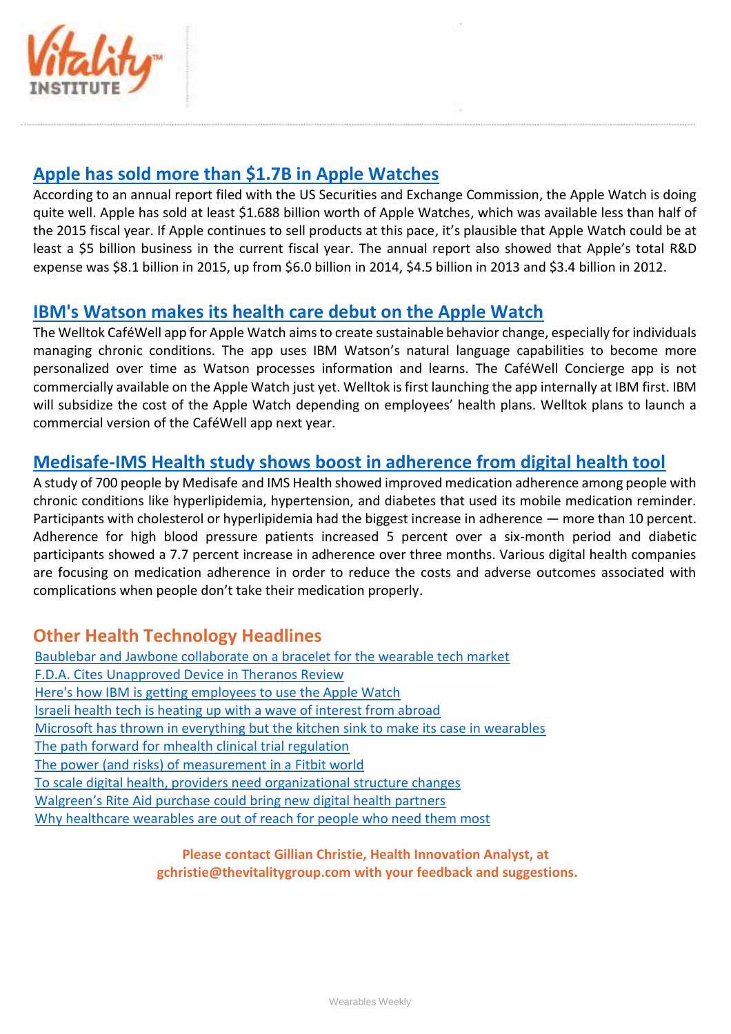## Apple has sold more than $1.7B in Apple Watches

According to an annual report filed with the US Securities and Exchange Commission, the Apple Watch is doing quite well. Apple has sold at least $1.688 billion worth of Apple Watches, which was available less than half of the 2015 fiscal year. If Apple continues to sell products at this pace, it's plausible that Apple Watch could be at least a $5 billion business in the current fiscal year. The annual report also showed that Apple's total R&D expense was $8.1 billion in 2015, up from $6.0 billion in 2014, $4.5 billion in 2013 and $3.4 billion in 2012.

## IBM's Watson makes its health care debut on the Apple Watch

The Welltok CaféWell app for Apple Watch aims to create sustainable behavior change, especially for individuals managing chronic conditions. The app uses IBM Watson's natural language capabilities to become more personalized over time as Watson processes information and learns. The CaféWell Concierge app is not commercially available on the Apple Watch just yet. Welltok is first launching the app internally at IBM first. IBM will subsidize the cost of the Apple Watch depending on employees' health plans. Welltok plans to launch a commercial version of the CaféWell app next year.

## Medisafe-IMS Health study shows boost in adherence from digital health tool

A study of 700 people by Medisafe and IMS Health showed improved medication adherence among people with chronic conditions like hyperlipidemia, hypertension, and diabetes that used its mobile medication reminder. Participants with cholesterol or hyperlipidemia had the biggest increase in adherence — more than 10 percent. Adherence for high blood pressure patients increased 5 percent over a six-month period and diabetic participants showed a 7.7 percent increase in adherence over three months. Various digital health companies are focusing on medication adherence in order to reduce the costs and adverse outcomes associated with complications when people don't take their medication properly.

## Other Health Technology Headlines

- Baublebar and Jawbone collaborate on a bracelet for the wearable tech market
- F.D.A. Cites Unapproved Device in Theranos Review
- Here's how IBM is getting employees to use the Apple Watch
- Israeli health tech is heating up with a wave of interest from abroad
- Microsoft has thrown in everything but the kitchen sink to make its case in wearables
- The path forward for mhealth clinical trial regulation
- The power (and risks) of measurement in a Fitbit world
- To scale digital health, providers need organizational structure changes
- Walgreen's Rite Aid purchase could bring new digital health partners
- Why healthcare wearables are out of reach for people who need them most

**Please contact Gillian Christie, Health Innovation Analyst, at gchristie@thevitalitygroup.com with your feedback and suggestions.**